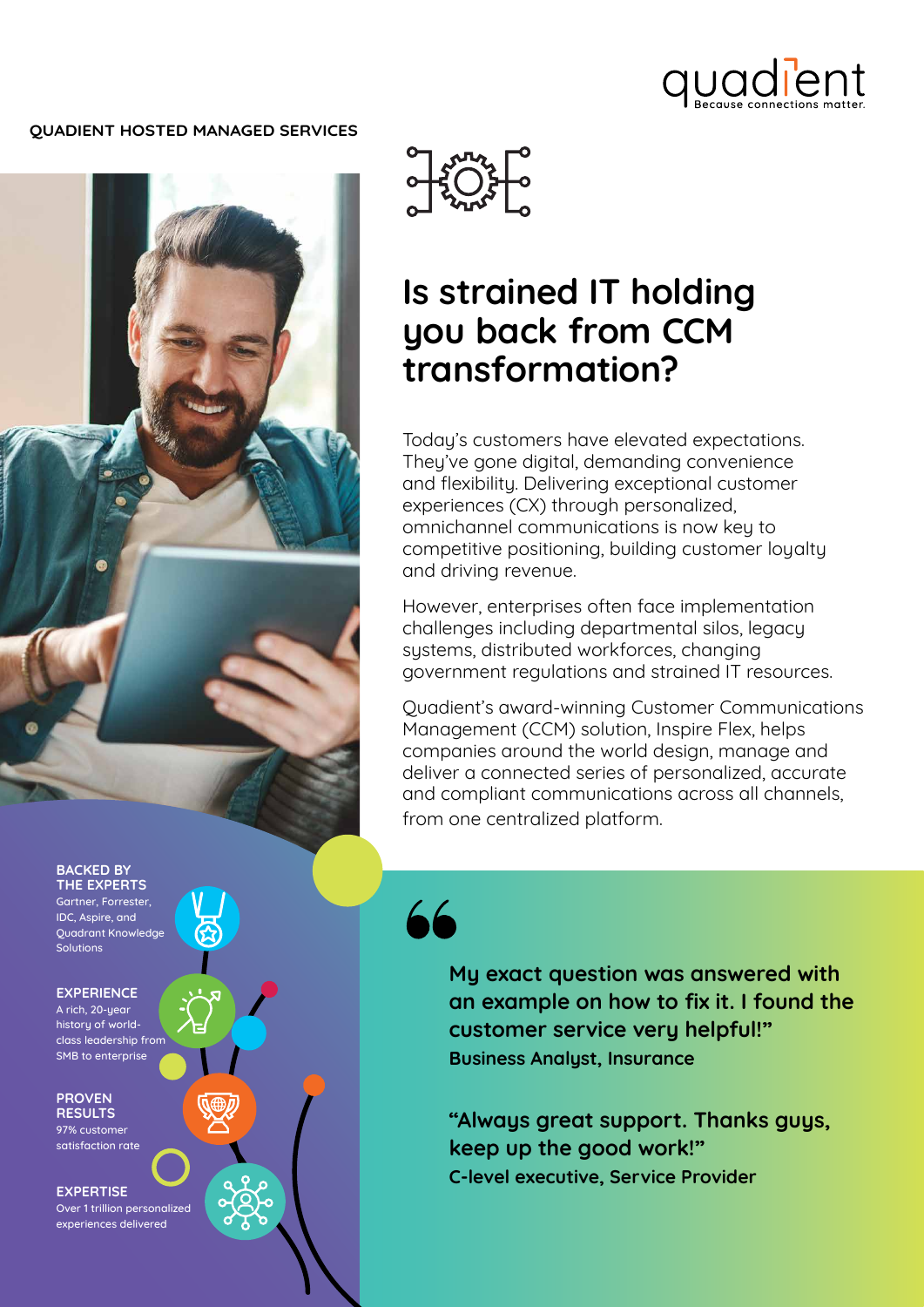QUADIENT HOSTED MANAGED SERVICES

# Is strained IT holding you back from CCM transformation?

Today's customers have elevated expectations. They've gone digital, demanding convenience and flexibility. Delivering exceptional customer experiences (CX) through personalized, omnichannel communications is now key to competitive positioning, building customer loyalty and driving revenue.

However, enterprises often face implementation challenges including departmental silos, legacy systems, distributed workforces, changing government regulations and strained IT resources.

Quadient's award-winning Customer Communications Management (CCM) solution, Inspire Flex, helps companies around the world design, manage and deliver a connected series of personalized, accurate and compliant communications across all channels, from one centralized platform.

**BACKED BY THE EXPERTS**
Gartner, Forrester, IDC, Aspire, and Quadrant Knowledge Solutions

**EXPERIENCE**
A rich, 20-year history of world-class leadership from SMB to enterprise

**PROVEN RESULTS**
97% customer satisfaction rate

**EXPERTISE**
Over 1 trillion personalized experiences delivered

> **My exact question was answered with an example on how to fix it. I found the customer service very helpful!"**
> **Business Analyst, Insurance**

> **"Always great support. Thanks guys, keep up the good work!"**
> **C-level executive, Service Provider**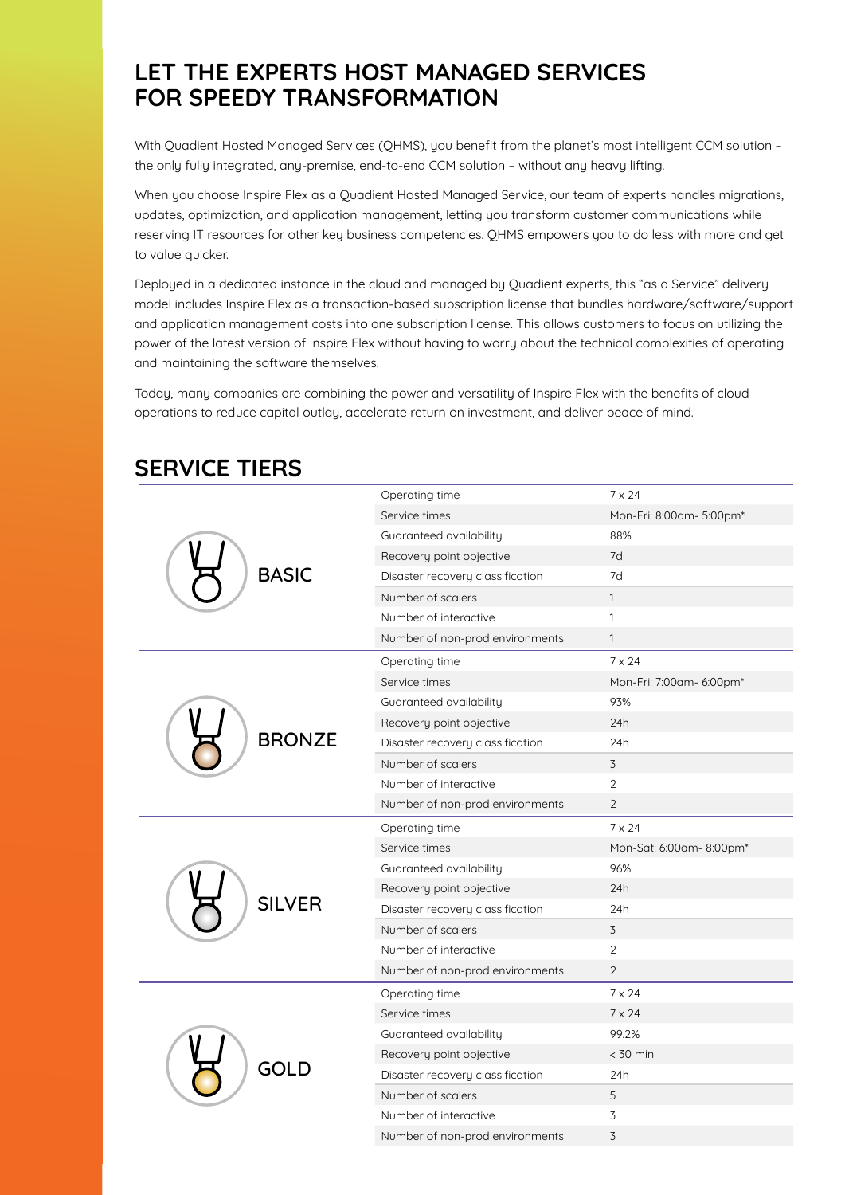# LET THE EXPERTS HOST MANAGED SERVICES FOR SPEEDY TRANSFORMATION

With Quadient Hosted Managed Services (QHMS), you benefit from the planet's most intelligent CCM solution – the only fully integrated, any-premise, end-to-end CCM solution – without any heavy lifting.

When you choose Inspire Flex as a Quadient Hosted Managed Service, our team of experts handles migrations, updates, optimization, and application management, letting you transform customer communications while reserving IT resources for other key business competencies. QHMS empowers you to do less with more and get to value quicker.

Deployed in a dedicated instance in the cloud and managed by Quadient experts, this "as a Service" delivery model includes Inspire Flex as a transaction-based subscription license that bundles hardware/software/support and application management costs into one subscription license. This allows customers to focus on utilizing the power of the latest version of Inspire Flex without having to worry about the technical complexities of operating and maintaining the software themselves.

Today, many companies are combining the power and versatility of Inspire Flex with the benefits of cloud operations to reduce capital outlay, accelerate return on investment, and deliver peace of mind.

## SERVICE TIERS

| Tier | Attribute | Value |
|---|---|---|
| BASIC | Operating time | 7 x 24 |
| | Service times | Mon-Fri: 8:00am- 5:00pm* |
| | Guaranteed availability | 88% |
| | Recovery point objective | 7d |
| | Disaster recovery classification | 7d |
| | Number of scalers | 1 |
| | Number of interactive | 1 |
| | Number of non-prod environments | 1 |
| BRONZE | Operating time | 7 x 24 |
| | Service times | Mon-Fri: 7:00am- 6:00pm* |
| | Guaranteed availability | 93% |
| | Recovery point objective | 24h |
| | Disaster recovery classification | 24h |
| | Number of scalers | 3 |
| | Number of interactive | 2 |
| | Number of non-prod environments | 2 |
| SILVER | Operating time | 7 x 24 |
| | Service times | Mon-Sat: 6:00am- 8:00pm* |
| | Guaranteed availability | 96% |
| | Recovery point objective | 24h |
| | Disaster recovery classification | 24h |
| | Number of scalers | 3 |
| | Number of interactive | 2 |
| | Number of non-prod environments | 2 |
| GOLD | Operating time | 7 x 24 |
| | Service times | 7 x 24 |
| | Guaranteed availability | 99.2% |
| | Recovery point objective | < 30 min |
| | Disaster recovery classification | 24h |
| | Number of scalers | 5 |
| | Number of interactive | 3 |
| | Number of non-prod environments | 3 |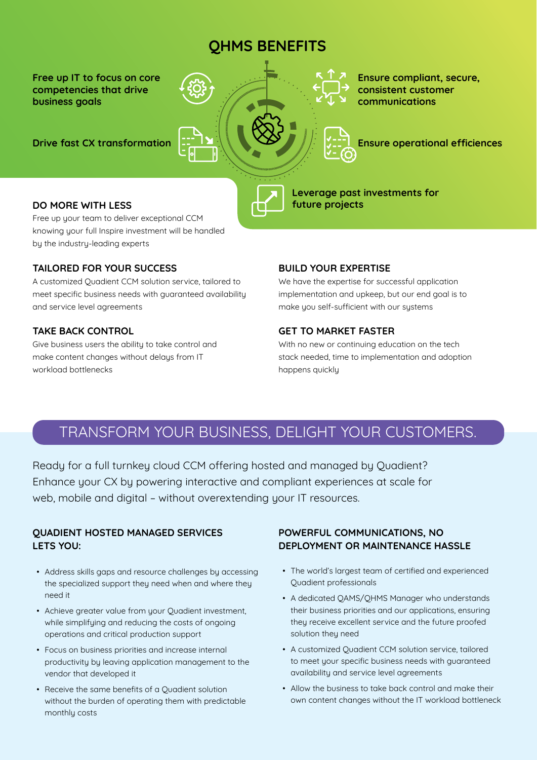# QHMS BENEFITS

**Free up IT to focus on core competencies that drive business goals**

**Drive fast CX transformation**

**Ensure compliant, secure, consistent customer communications**

**Ensure operational efficiencies**

**Leverage past investments for future projects**

### DO MORE WITH LESS

Free up your team to deliver exceptional CCM knowing your full Inspire investment will be handled by the industry-leading experts

### TAILORED FOR YOUR SUCCESS

A customized Quadient CCM solution service, tailored to meet specific business needs with guaranteed availability and service level agreements

### TAKE BACK CONTROL

Give business users the ability to take control and make content changes without delays from IT workload bottlenecks

### BUILD YOUR EXPERTISE

We have the expertise for successful application implementation and upkeep, but our end goal is to make you self-sufficient with our systems

### GET TO MARKET FASTER

With no new or continuing education on the tech stack needed, time to implementation and adoption happens quickly

## TRANSFORM YOUR BUSINESS, DELIGHT YOUR CUSTOMERS.

Ready for a full turnkey cloud CCM offering hosted and managed by Quadient? Enhance your CX by powering interactive and compliant experiences at scale for web, mobile and digital – without overextending your IT resources.

### QUADIENT HOSTED MANAGED SERVICES LETS YOU:

- Address skills gaps and resource challenges by accessing the specialized support they need when and where they need it
- Achieve greater value from your Quadient investment, while simplifying and reducing the costs of ongoing operations and critical production support
- Focus on business priorities and increase internal productivity by leaving application management to the vendor that developed it
- Receive the same benefits of a Quadient solution without the burden of operating them with predictable monthly costs

### POWERFUL COMMUNICATIONS, NO DEPLOYMENT OR MAINTENANCE HASSLE

- The world's largest team of certified and experienced Quadient professionals
- A dedicated QAMS/QHMS Manager who understands their business priorities and our applications, ensuring they receive excellent service and the future proofed solution they need
- A customized Quadient CCM solution service, tailored to meet your specific business needs with guaranteed availability and service level agreements
- Allow the business to take back control and make their own content changes without the IT workload bottleneck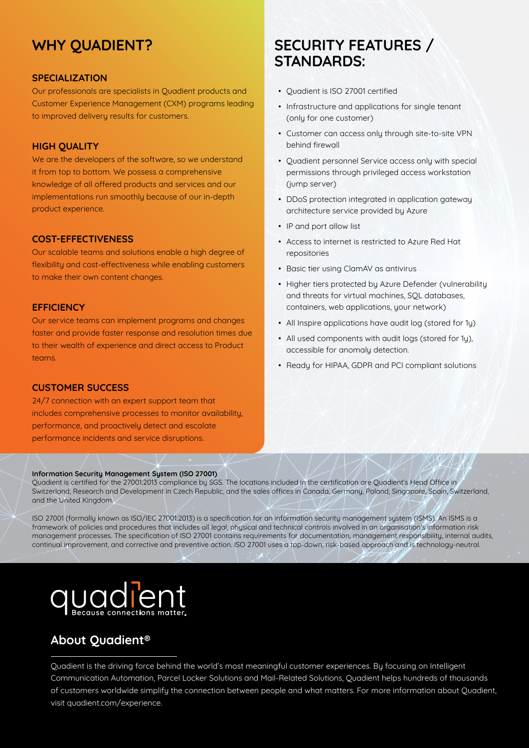## WHY QUADIENT?

### SPECIALIZATION

Our professionals are specialists in Quadient products and Customer Experience Management (CXM) programs leading to improved delivery results for customers.

### HIGH QUALITY

We are the developers of the software, so we understand it from top to bottom. We possess a comprehensive knowledge of all offered products and services and our implementations run smoothly because of our in-depth product experience.

### COST-EFFECTIVENESS

Our scalable teams and solutions enable a high degree of flexibility and cost-effectiveness while enabling customers to make their own content changes.

### EFFICIENCY

Our service teams can implement programs and changes faster and provide faster response and resolution times due to their wealth of experience and direct access to Product teams.

### CUSTOMER SUCCESS

24/7 connection with an expert support team that includes comprehensive processes to monitor availability, performance, and proactively detect and escalate performance incidents and service disruptions.

## SECURITY FEATURES / STANDARDS:

- Quadient is ISO 27001 certified
- Infrastructure and applications for single tenant (only for one customer)
- Customer can access only through site-to-site VPN behind firewall
- Quadient personnel Service access only with special permissions through privileged access workstation (jump server)
- DDoS protection integrated in application gateway architecture service provided by Azure
- IP and port allow list
- Access to internet is restricted to Azure Red Hat repositories
- Basic tier using ClamAV as antivirus
- Higher tiers protected by Azure Defender (vulnerability and threats for virtual machines, SQL databases, containers, web applications, your network)
- All Inspire applications have audit log (stored for 1y)
- All used components with audit logs (stored for 1y), accessible for anomaly detection.
- Ready for HIPAA, GDPR and PCI compliant solutions

**Information Security Management System (ISO 27001)**

Quadient is certified for the 27001:2013 compliance by SGS. The locations included in the certification are Quadient's Head Office in Switzerland, Research and Development in Czech Republic, and the sales offices in Canada, Germany, Poland, Singapore, Spain, Switzerland, and the United Kingdom.

ISO 27001 (formally known as ISO/IEC 27001:2013) is a specification for an information security management system (ISMS). An ISMS is a framework of policies and procedures that includes all legal, physical and technical controls involved in an organisation's information risk management processes. The specification of ISO 27001 contains requirements for documentation, management responsibility, internal audits, continual improvement, and corrective and preventive action. ISO 27001 uses a top-down, risk-based approach and is technology-neutral.

quadient
Because connections matter.

## About Quadient®

Quadient is the driving force behind the world's most meaningful customer experiences. By focusing on Intelligent Communication Automation, Parcel Locker Solutions and Mail-Related Solutions, Quadient helps hundreds of thousands of customers worldwide simplify the connection between people and what matters. For more information about Quadient, visit quadient.com/experience.